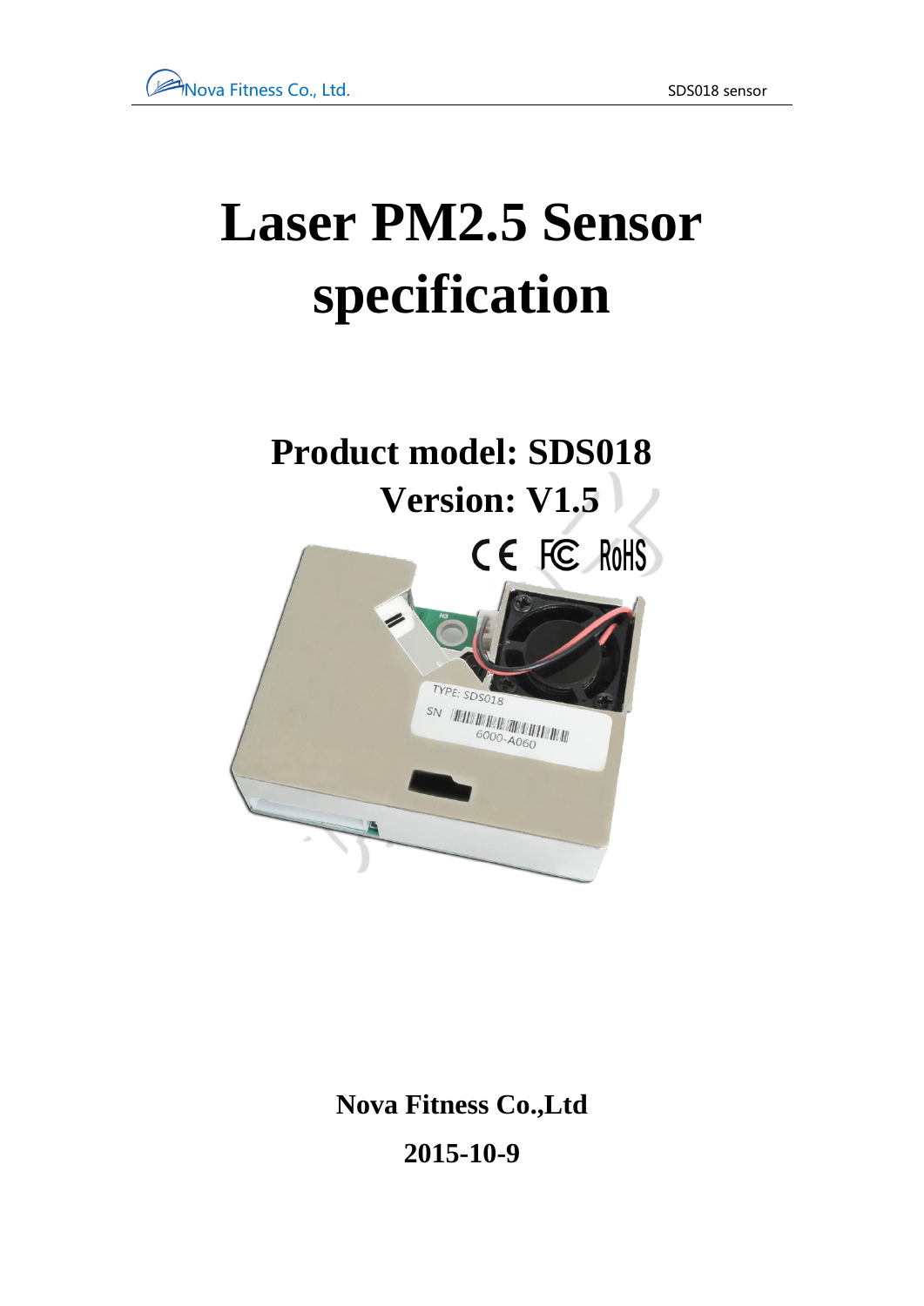# Laser PM2.5 Sensor specification

## Product model: SDS018
## Version: V1.5

**Nova Fitness Co.,Ltd**

**2015-10-9**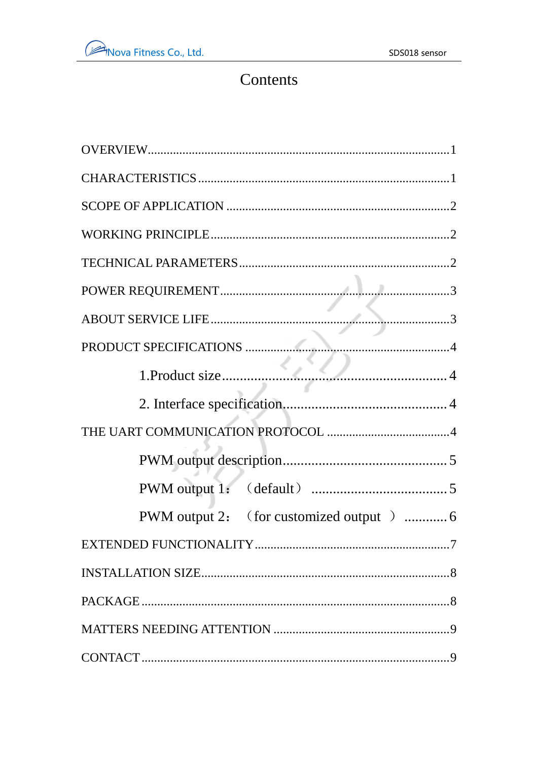# Contents

OVERVIEW..............................................................................................1

CHARACTERISTICS ..............................................................................1

SCOPE OF APPLICATION ......................................................................2

WORKING PRINCIPLE..........................................................................2

TECHNICAL PARAMETERS..................................................................2

POWER REQUIREMENT........................................................................3

ABOUT SERVICE LIFE..........................................................................3

PRODUCT SPECIFICATIONS ................................................................4

  1.Product size.................................................................4

  2. Interface specification.............................................4

THE UART COMMUNICATION PROTOCOL .......................................4

  PWM output description.............................................5

  PWM output 1：（default） .......................................5

  PWM output 2：（for customized output ） ...........6

EXTENDED FUNCTIONALITY.............................................................7

INSTALLATION SIZE..............................................................................8

PACKAGE.................................................................................................8

MATTERS NEEDING ATTENTION .......................................................9

CONTACT.................................................................................................9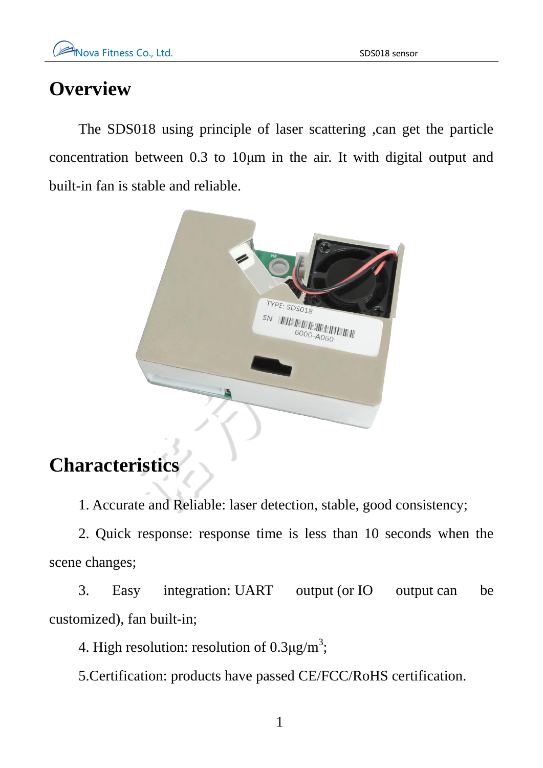# Overview

The SDS018 using principle of laser scattering ,can get the particle concentration between 0.3 to 10μm in the air. It with digital output and built-in fan is stable and reliable.

# Characteristics

1. Accurate and Reliable: laser detection, stable, good consistency;

2. Quick response: response time is less than 10 seconds when the scene changes;

3. Easy integration: UART output (or IO output can be customized), fan built-in;

4. High resolution: resolution of 0.3μg/$m^3$;

5.Certification: products have passed CE/FCC/RoHS certification.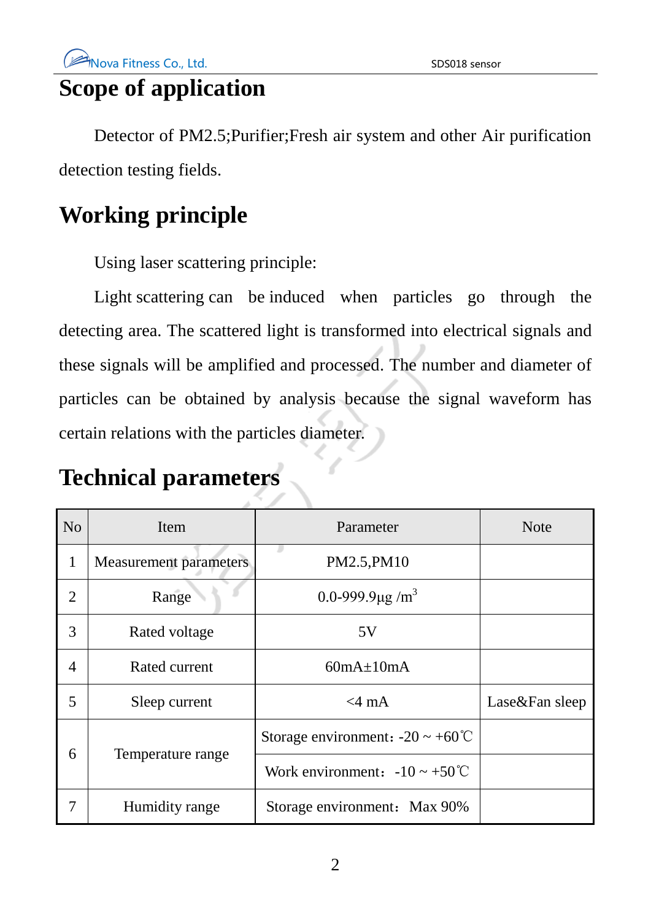# Scope of application

Detector of PM2.5;Purifier;Fresh air system and other Air purification detection testing fields.

# Working principle

Using laser scattering principle:

Light scattering can be induced when particles go through the detecting area. The scattered light is transformed into electrical signals and these signals will be amplified and processed. The number and diameter of particles can be obtained by analysis because the signal waveform has certain relations with the particles diameter.

# Technical parameters

| No | Item | Parameter | Note |
|---|---|---|---|
| 1 | Measurement parameters | PM2.5,PM10 | |
| 2 | Range | 0.0-999.9μg /$m^3$ | |
| 3 | Rated voltage | 5V | |
| 4 | Rated current | 60mA±10mA | |
| 5 | Sleep current | <4 mA | Lase&Fan sleep |
| 6 | Temperature range | Storage environment：-20 ~ +60℃ | |
| | | Work environment：-10 ~ +50℃ | |
| 7 | Humidity range | Storage environment：Max 90% | |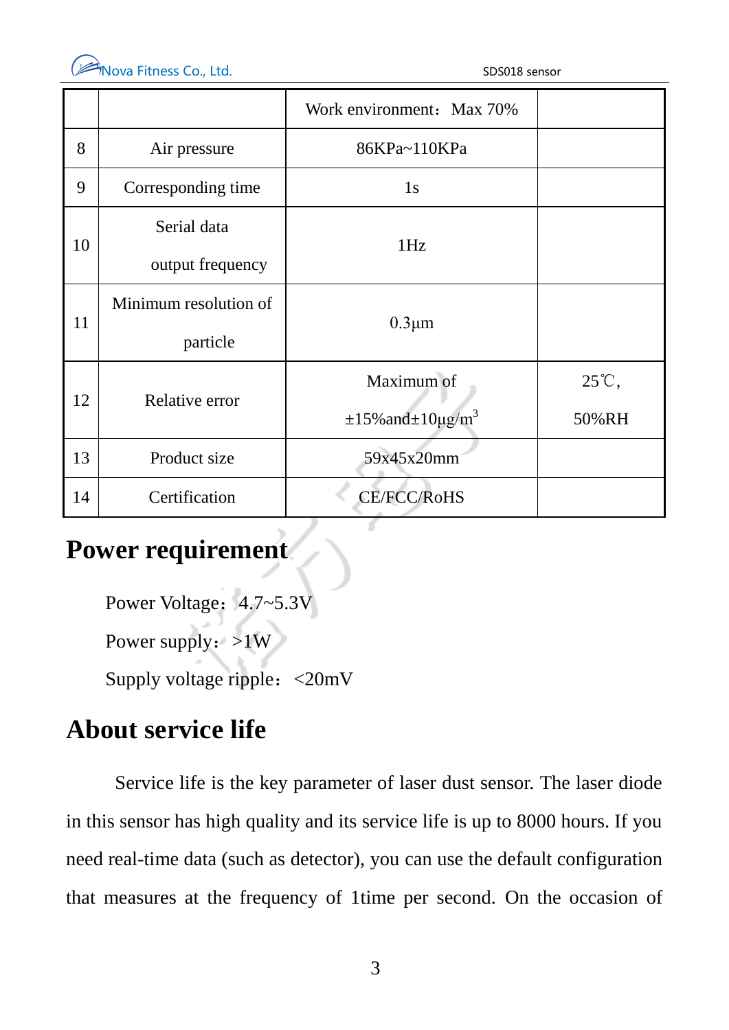|  |  |  |  |
|---|---|---|---|
|  |  | Work environment：Max 70% |  |
| 8 | Air pressure | 86KPa~110KPa |  |
| 9 | Corresponding time | 1s |  |
| 10 | Serial data output frequency | 1Hz |  |
| 11 | Minimum resolution of particle | 0.3μm |  |
| 12 | Relative error | Maximum of ±15%and±10μg/$m^3$ | 25℃, 50%RH |
| 13 | Product size | 59x45x20mm |  |
| 14 | Certification | CE/FCC/RoHS |  |

## Power requirement

Power Voltage：4.7~5.3V

Power supply：>1W

Supply voltage ripple：<20mV

## About service life

Service life is the key parameter of laser dust sensor. The laser diode in this sensor has high quality and its service life is up to 8000 hours. If you need real-time data (such as detector), you can use the default configuration that measures at the frequency of 1time per second. On the occasion of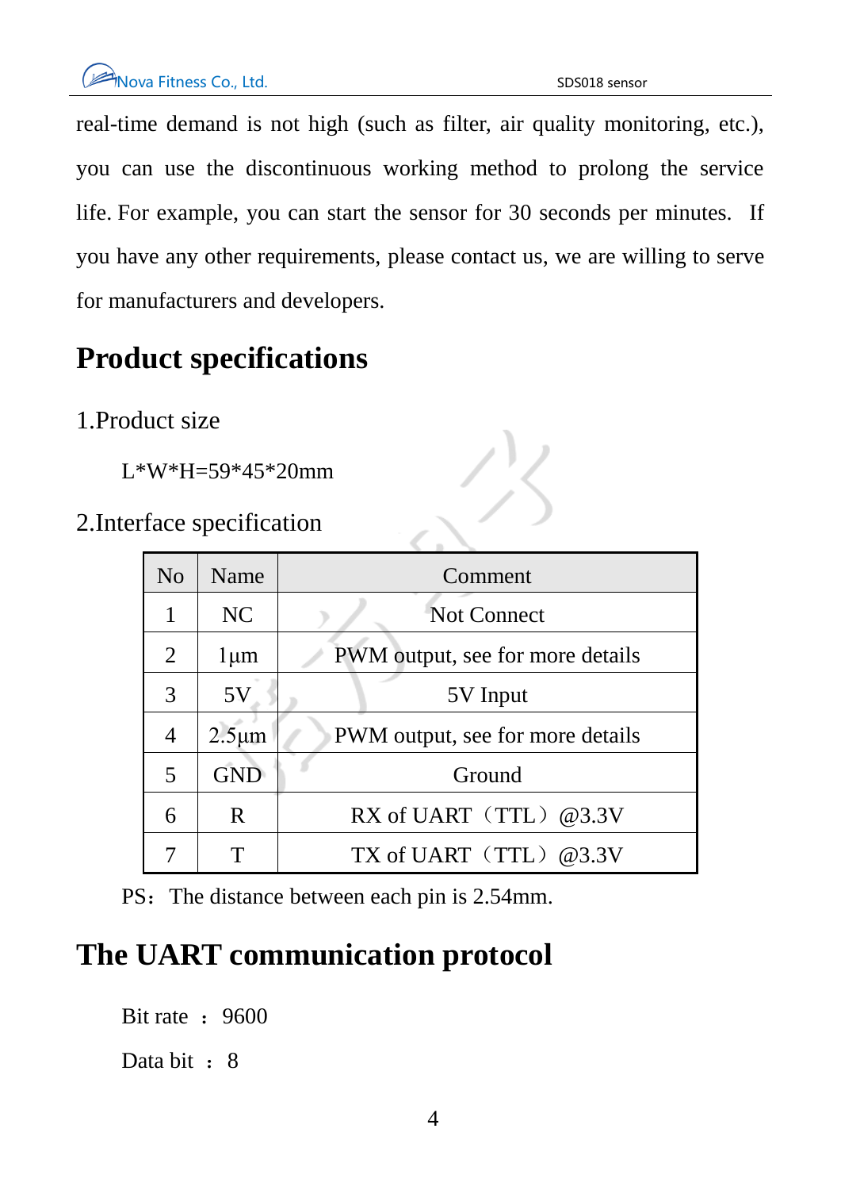real-time demand is not high (such as filter, air quality monitoring, etc.), you can use the discontinuous working method to prolong the service life. For example, you can start the sensor for 30 seconds per minutes. If you have any other requirements, please contact us, we are willing to serve for manufacturers and developers.

# Product specifications

1.Product size

L*W*H=59*45*20mm

2.Interface specification

| No | Name | Comment |
|---|---|---|
| 1 | NC | Not Connect |
| 2 | 1μm | PWM output, see for more details |
| 3 | 5V | 5V Input |
| 4 | 2.5μm | PWM output, see for more details |
| 5 | GND | Ground |
| 6 | R | RX of UART（TTL）@3.3V |
| 7 | T | TX of UART（TTL）@3.3V |

PS：The distance between each pin is 2.54mm.

# The UART communication protocol

Bit rate ：9600

Data bit ：8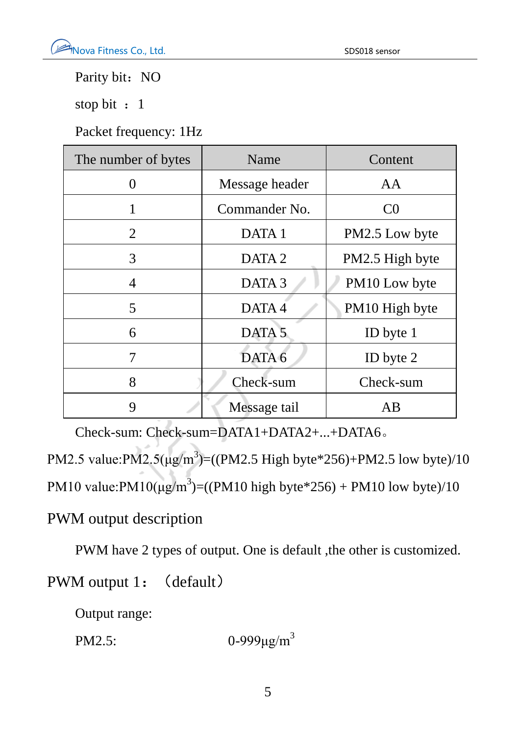Parity bit：NO

stop bit ：1

Packet frequency: 1Hz

| The number of bytes | Name | Content |
|---|---|---|
| 0 | Message header | AA |
| 1 | Commander No. | C0 |
| 2 | DATA 1 | PM2.5 Low byte |
| 3 | DATA 2 | PM2.5 High byte |
| 4 | DATA 3 | PM10 Low byte |
| 5 | DATA 4 | PM10 High byte |
| 6 | DATA 5 | ID byte 1 |
| 7 | DATA 6 | ID byte 2 |
| 8 | Check-sum | Check-sum |
| 9 | Message tail | AB |

Check-sum: Check-sum=DATA1+DATA2+...+DATA6。

PM2.5 value:PM2.5(μg/$m^3$)=((PM2.5 High byte*256)+PM2.5 low byte)/10

PM10 value:PM10(μg/$m^3$)=((PM10 high byte*256) + PM10 low byte)/10

## PWM output description

PWM have 2 types of output. One is default ,the other is customized.

## PWM output 1：（default）

Output range:

PM2.5: 0-999μg/$m^3$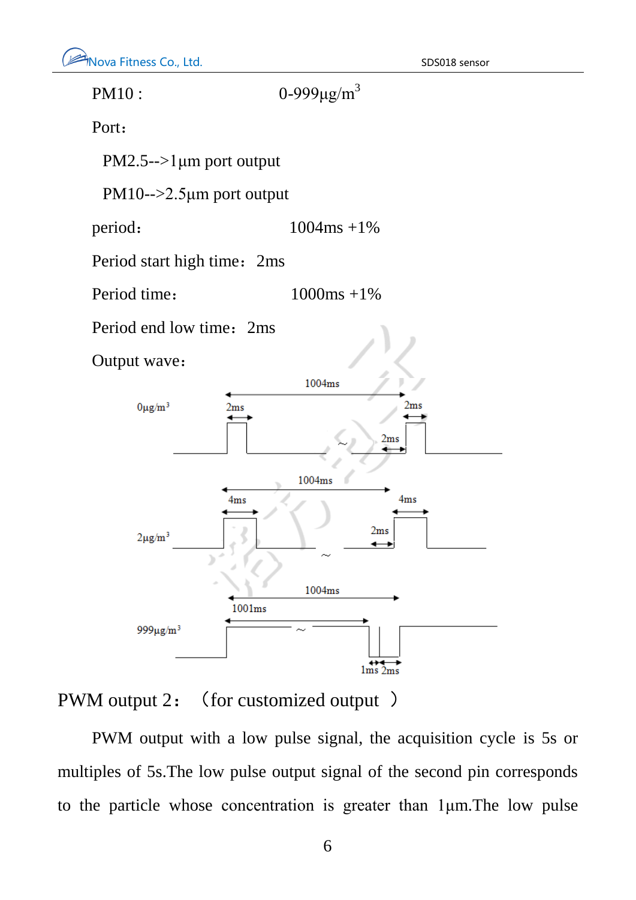PM10 : 0-999μg/$m^3$

Port：

PM2.5-->1μm port output

PM10-->2.5μm port output

period： 1004ms +1%

Period start high time：2ms

Period time： 1000ms +1%

Period end low time：2ms

Output wave：

0μg/$m^3$ — 1004ms; 2ms; 2ms; 2ms

2μg/$m^3$ — 1004ms; 4ms; 4ms; 2ms

999μg/$m^3$ — 1004ms; 1001ms; 1ms 2ms

PWM output 2：（for customized output ）

PWM output with a low pulse signal, the acquisition cycle is 5s or multiples of 5s.The low pulse output signal of the second pin corresponds to the particle whose concentration is greater than 1μm.The low pulse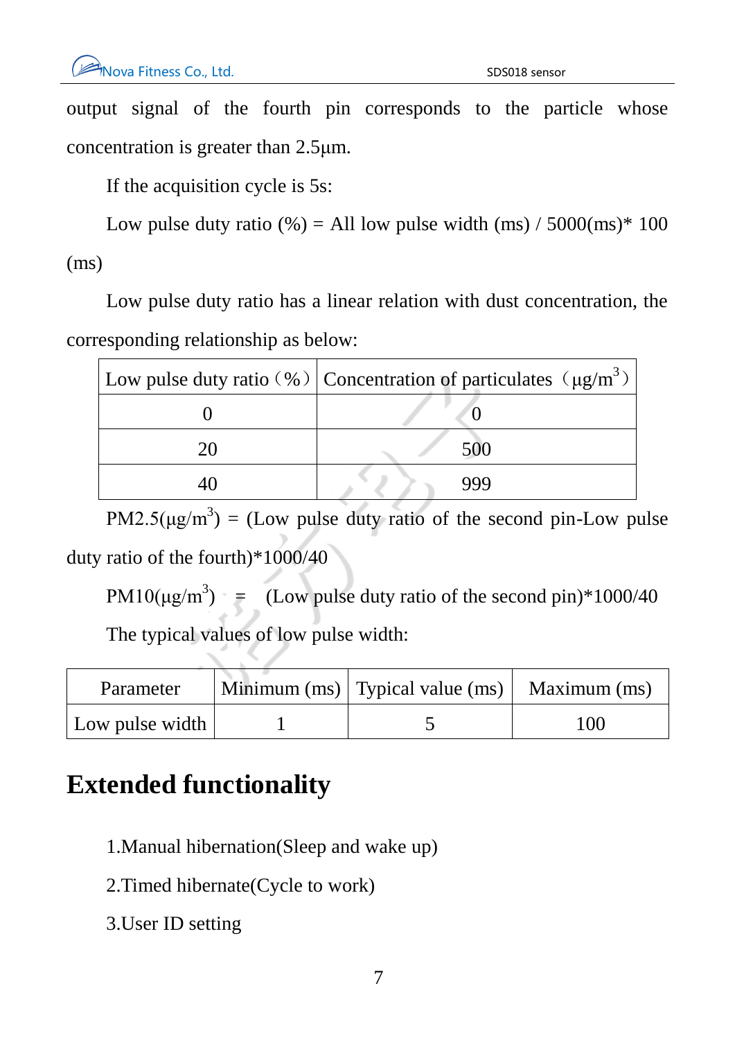output signal of the fourth pin corresponds to the particle whose concentration is greater than 2.5μm.

If the acquisition cycle is 5s:

Low pulse duty ratio (%) = All low pulse width (ms) / 5000(ms)* 100 (ms)

Low pulse duty ratio has a linear relation with dust concentration, the corresponding relationship as below:

| Low pulse duty ratio（%） | Concentration of particulates（$\mu g/m^3$） |
|---|---|
| 0 | 0 |
| 20 | 500 |
| 40 | 999 |

PM2.5($\mu g/m^3$) = (Low pulse duty ratio of the second pin-Low pulse duty ratio of the fourth)*1000/40

PM10($\mu g/m^3$) = (Low pulse duty ratio of the second pin)*1000/40

The typical values of low pulse width:

| Parameter | Minimum (ms) | Typical value (ms) | Maximum (ms) |
|---|---|---|---|
| Low pulse width | 1 | 5 | 100 |

# Extended functionality

1.Manual hibernation(Sleep and wake up)

2.Timed hibernate(Cycle to work)

3.User ID setting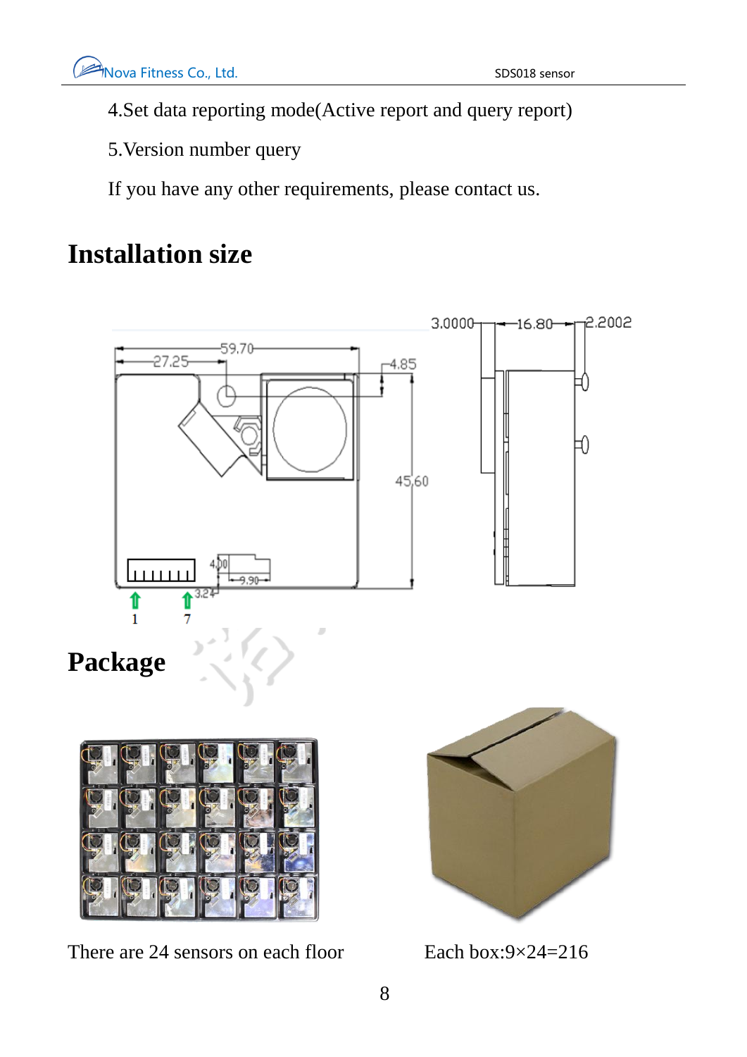4.Set data reporting mode(Active report and query report)

5.Version number query

If you have any other requirements, please contact us.

# Installation size

# Package

There are 24 sensors on each floor

Each box:9×24=216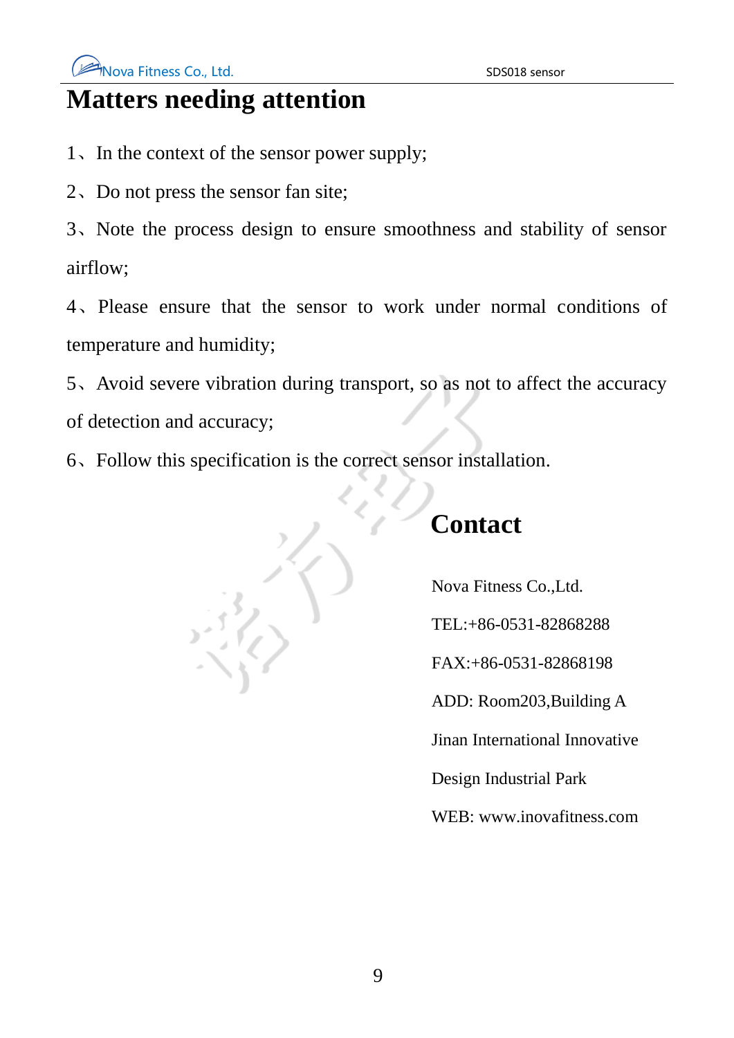# Matters needing attention

1、In the context of the sensor power supply;

2、Do not press the sensor fan site;

3、Note the process design to ensure smoothness and stability of sensor airflow;

4、Please ensure that the sensor to work under normal conditions of temperature and humidity;

5、Avoid severe vibration during transport, so as not to affect the accuracy of detection and accuracy;

6、Follow this specification is the correct sensor installation.

# Contact

Nova Fitness Co.,Ltd.

TEL:+86-0531-82868288

FAX:+86-0531-82868198

ADD: Room203,Building A

Jinan International Innovative

Design Industrial Park

WEB: www.inovafitness.com